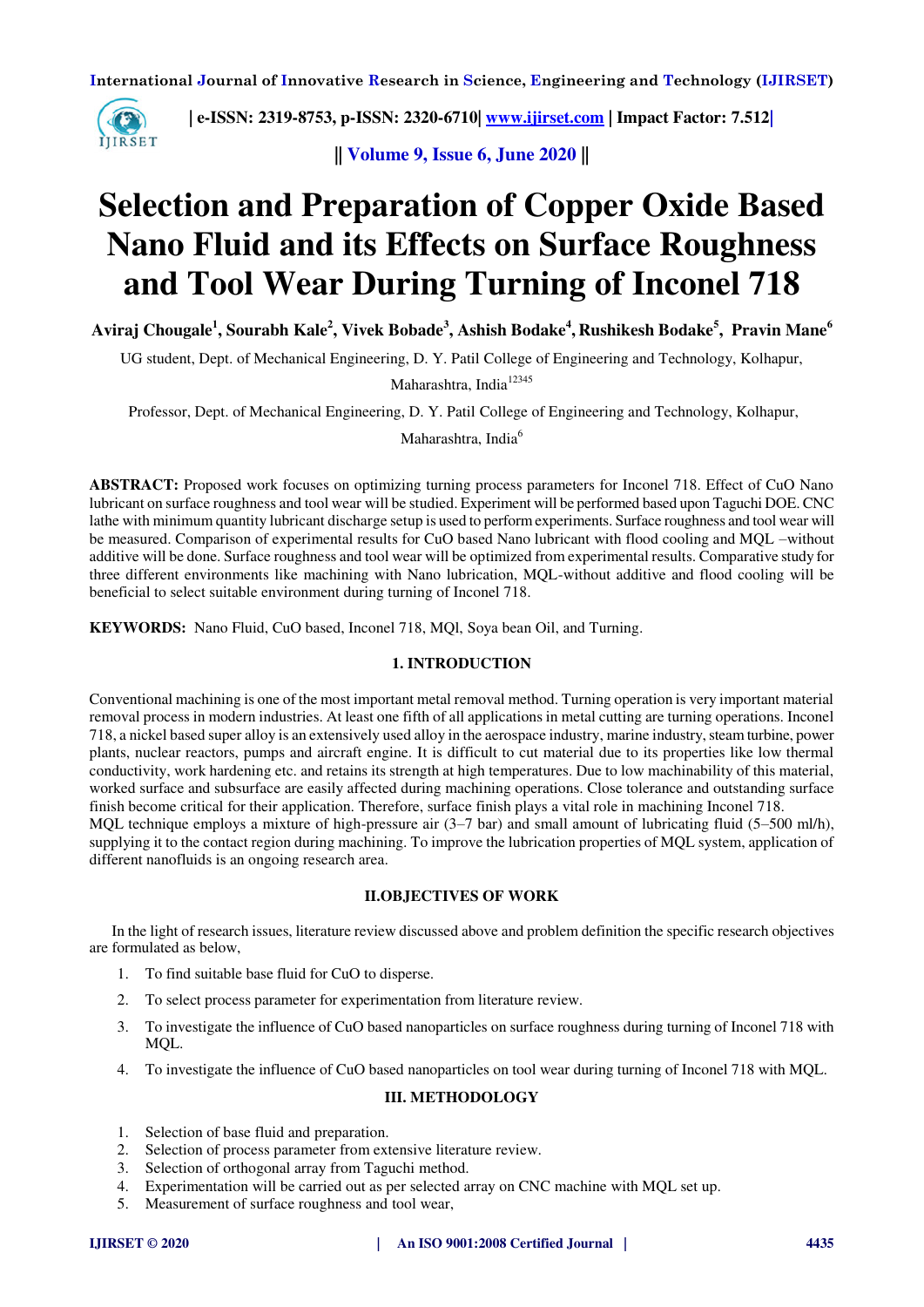# Selection and Preparation of Copper Oxide Based Nano Fluid and its Effects on Surface Roughness and Tool Wear During Turning of Inconel 718

**Aviraj Chougale[1], Sourabh Kale[2], Vivek Bobade[3], Ashish Bodake[4], Rushikesh Bodake[5], Pravin Mane[6]**

UG student, Dept. of Mechanical Engineering, D. Y. Patil College of Engineering and Technology, Kolhapur, Maharashtra, India[12345]

Professor, Dept. of Mechanical Engineering, D. Y. Patil College of Engineering and Technology, Kolhapur, Maharashtra, India[6]

**ABSTRACT:** Proposed work focuses on optimizing turning process parameters for Inconel 718. Effect of CuO Nano lubricant on surface roughness and tool wear will be studied. Experiment will be performed based upon Taguchi DOE. CNC lathe with minimum quantity lubricant discharge setup is used to perform experiments. Surface roughness and tool wear will be measured. Comparison of experimental results for CuO based Nano lubricant with flood cooling and MQL –without additive will be done. Surface roughness and tool wear will be optimized from experimental results. Comparative study for three different environments like machining with Nano lubrication, MQL-without additive and flood cooling will be beneficial to select suitable environment during turning of Inconel 718.

**KEYWORDS:** Nano Fluid, CuO based, Inconel 718, MQl, Soya bean Oil, and Turning.

## 1. INTRODUCTION

Conventional machining is one of the most important metal removal method. Turning operation is very important material removal process in modern industries. At least one fifth of all applications in metal cutting are turning operations. Inconel 718, a nickel based super alloy is an extensively used alloy in the aerospace industry, marine industry, steam turbine, power plants, nuclear reactors, pumps and aircraft engine. It is difficult to cut material due to its properties like low thermal conductivity, work hardening etc. and retains its strength at high temperatures. Due to low machinability of this material, worked surface and subsurface are easily affected during machining operations. Close tolerance and outstanding surface finish become critical for their application. Therefore, surface finish plays a vital role in machining Inconel 718.

MQL technique employs a mixture of high-pressure air (3–7 bar) and small amount of lubricating fluid (5–500 ml/h), supplying it to the contact region during machining. To improve the lubrication properties of MQL system, application of different nanofluids is an ongoing research area.

## II.OBJECTIVES OF WORK

In the light of research issues, literature review discussed above and problem definition the specific research objectives are formulated as below,

1. To find suitable base fluid for CuO to disperse.
2. To select process parameter for experimentation from literature review.
3. To investigate the influence of CuO based nanoparticles on surface roughness during turning of Inconel 718 with MQL.
4. To investigate the influence of CuO based nanoparticles on tool wear during turning of Inconel 718 with MQL.

## III. METHODOLOGY

1. Selection of base fluid and preparation.
2. Selection of process parameter from extensive literature review.
3. Selection of orthogonal array from Taguchi method.
4. Experimentation will be carried out as per selected array on CNC machine with MQL set up.
5. Measurement of surface roughness and tool wear,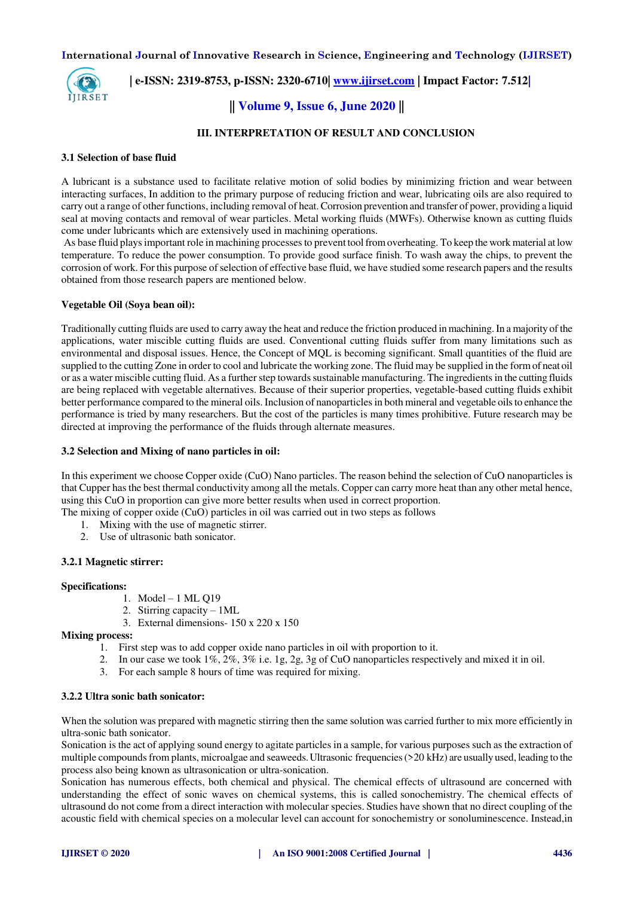## III. INTERPRETATION OF RESULT AND CONCLUSION

### 3.1 Selection of base fluid

A lubricant is a substance used to facilitate relative motion of solid bodies by minimizing friction and wear between interacting surfaces, In addition to the primary purpose of reducing friction and wear, lubricating oils are also required to carry out a range of other functions, including removal of heat. Corrosion prevention and transfer of power, providing a liquid seal at moving contacts and removal of wear particles. Metal working fluids (MWFs). Otherwise known as cutting fluids come under lubricants which are extensively used in machining operations.

As base fluid plays important role in machining processes to prevent tool from overheating. To keep the work material at low temperature. To reduce the power consumption. To provide good surface finish. To wash away the chips, to prevent the corrosion of work. For this purpose of selection of effective base fluid, we have studied some research papers and the results obtained from those research papers are mentioned below.

**Vegetable Oil (Soya bean oil):**

Traditionally cutting fluids are used to carry away the heat and reduce the friction produced in machining. In a majority of the applications, water miscible cutting fluids are used. Conventional cutting fluids suffer from many limitations such as environmental and disposal issues. Hence, the Concept of MQL is becoming significant. Small quantities of the fluid are supplied to the cutting Zone in order to cool and lubricate the working zone. The fluid may be supplied in the form of neat oil or as a water miscible cutting fluid. As a further step towards sustainable manufacturing. The ingredients in the cutting fluids are being replaced with vegetable alternatives. Because of their superior properties, vegetable-based cutting fluids exhibit better performance compared to the mineral oils. Inclusion of nanoparticles in both mineral and vegetable oils to enhance the performance is tried by many researchers. But the cost of the particles is many times prohibitive. Future research may be directed at improving the performance of the fluids through alternate measures.

### 3.2 Selection and Mixing of nano particles in oil:

In this experiment we choose Copper oxide (CuO) Nano particles. The reason behind the selection of CuO nanoparticles is that Cupper has the best thermal conductivity among all the metals. Copper can carry more heat than any other metal hence, using this CuO in proportion can give more better results when used in correct proportion.
The mixing of copper oxide (CuO) particles in oil was carried out in two steps as follows

1. Mixing with the use of magnetic stirrer.
2. Use of ultrasonic bath sonicator.

#### 3.2.1 Magnetic stirrer:

**Specifications:**

1. Model – 1 ML Q19
2. Stirring capacity – 1ML
3. External dimensions- 150 x 220 x 150

**Mixing process:**

1. First step was to add copper oxide nano particles in oil with proportion to it.
2. In our case we took 1%, 2%, 3% i.e. 1g, 2g, 3g of CuO nanoparticles respectively and mixed it in oil.
3. For each sample 8 hours of time was required for mixing.

#### 3.2.2 Ultra sonic bath sonicator:

When the solution was prepared with magnetic stirring then the same solution was carried further to mix more efficiently in ultra-sonic bath sonicator.
Sonication is the act of applying sound energy to agitate particles in a sample, for various purposes such as the extraction of multiple compounds from plants, microalgae and seaweeds. Ultrasonic frequencies (>20 kHz) are usually used, leading to the process also being known as ultrasonication or ultra-sonication.
Sonication has numerous effects, both chemical and physical. The chemical effects of ultrasound are concerned with understanding the effect of sonic waves on chemical systems, this is called sonochemistry. The chemical effects of ultrasound do not come from a direct interaction with molecular species. Studies have shown that no direct coupling of the acoustic field with chemical species on a molecular level can account for sonochemistry or sonoluminescence. Instead,in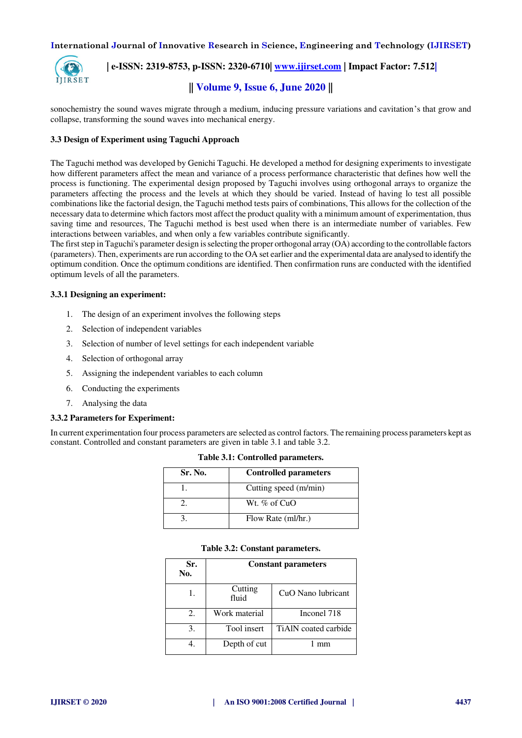sonochemistry the sound waves migrate through a medium, inducing pressure variations and cavitation's that grow and collapse, transforming the sound waves into mechanical energy.

### 3.3 Design of Experiment using Taguchi Approach

The Taguchi method was developed by Genichi Taguchi. He developed a method for designing experiments to investigate how different parameters affect the mean and variance of a process performance characteristic that defines how well the process is functioning. The experimental design proposed by Taguchi involves using orthogonal arrays to organize the parameters affecting the process and the levels at which they should be varied. Instead of having lo test all possible combinations like the factorial design, the Taguchi method tests pairs of combinations, This allows for the collection of the necessary data to determine which factors most affect the product quality with a minimum amount of experimentation, thus saving time and resources, The Taguchi method is best used when there is an intermediate number of variables. Few interactions between variables, and when only a few variables contribute significantly.
The first step in Taguchi's parameter design is selecting the proper orthogonal array (OA) according to the controllable factors (parameters). Then, experiments are run according to the OA set earlier and the experimental data are analysed to identify the optimum condition. Once the optimum conditions are identified. Then confirmation runs are conducted with the identified optimum levels of all the parameters.

#### 3.3.1 Designing an experiment:

1. The design of an experiment involves the following steps
2. Selection of independent variables
3. Selection of number of level settings for each independent variable
4. Selection of orthogonal array
5. Assigning the independent variables to each column
6. Conducting the experiments
7. Analysing the data

#### 3.3.2 Parameters for Experiment:

In current experimentation four process parameters are selected as control factors. The remaining process parameters kept as constant. Controlled and constant parameters are given in table 3.1 and table 3.2.

**Table 3.1: Controlled parameters.**

| Sr. No. | Controlled parameters |
|---|---|
| 1. | Cutting speed (m/min) |
| 2. | Wt. % of CuO |
| 3. | Flow Rate (ml/hr.) |

**Table 3.2: Constant parameters.**

| Sr. No. | Constant parameters | |
|---|---|---|
| 1. | Cutting fluid | CuO Nano lubricant |
| 2. | Work material | Inconel 718 |
| 3. | Tool insert | TiAlN coated carbide |
| 4. | Depth of cut | 1 mm |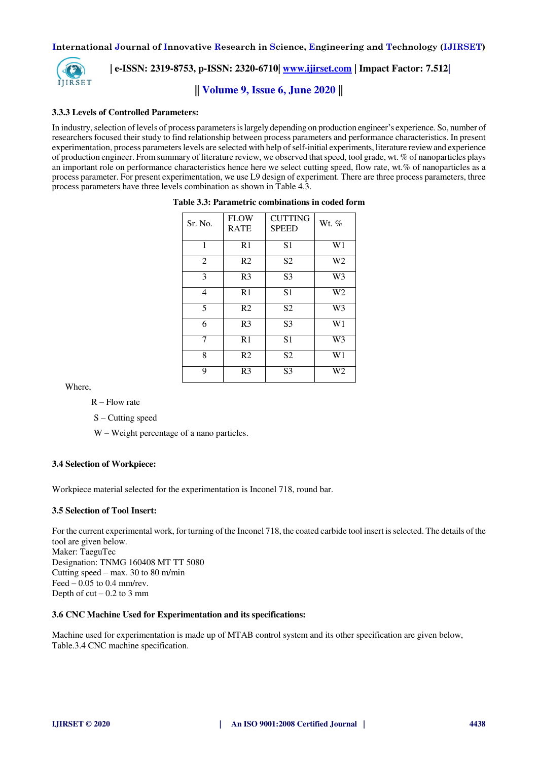### 3.3.3 Levels of Controlled Parameters:

In industry, selection of levels of process parameters is largely depending on production engineer's experience. So, number of researchers focused their study to find relationship between process parameters and performance characteristics. In present experimentation, process parameters levels are selected with help of self-initial experiments, literature review and experience of production engineer. From summary of literature review, we observed that speed, tool grade, wt. % of nanoparticles plays an important role on performance characteristics hence here we select cutting speed, flow rate, wt.% of nanoparticles as a process parameter. For present experimentation, we use L9 design of experiment. There are three process parameters, three process parameters have three levels combination as shown in Table 4.3.

**Table 3.3: Parametric combinations in coded form**

| Sr. No. | FLOW RATE | CUTTING SPEED | Wt. % |
|---|---|---|---|
| 1 | R1 | S1 | W1 |
| 2 | R2 | S2 | W2 |
| 3 | R3 | S3 | W3 |
| 4 | R1 | S1 | W2 |
| 5 | R2 | S2 | W3 |
| 6 | R3 | S3 | W1 |
| 7 | R1 | S1 | W3 |
| 8 | R2 | S2 | W1 |
| 9 | R3 | S3 | W2 |

Where,

R – Flow rate

S – Cutting speed

W – Weight percentage of a nano particles.

### 3.4 Selection of Workpiece:

Workpiece material selected for the experimentation is Inconel 718, round bar.

### 3.5 Selection of Tool Insert:

For the current experimental work, for turning of the Inconel 718, the coated carbide tool insert is selected. The details of the tool are given below.
Maker: TaeguTec
Designation: TNMG 160408 MT TT 5080
Cutting speed – max. 30 to 80 m/min
Feed – 0.05 to 0.4 mm/rev.
Depth of cut – 0.2 to 3 mm

### 3.6 CNC Machine Used for Experimentation and its specifications:

Machine used for experimentation is made up of MTAB control system and its other specification are given below, Table.3.4 CNC machine specification.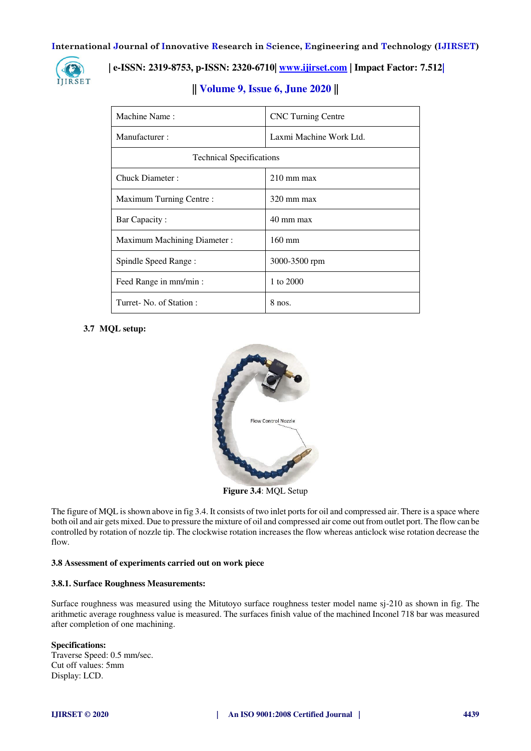| Machine Name : | CNC Turning Centre |
|---|---|
| Manufacturer : | Laxmi Machine Work Ltd. |
| Technical Specifications | |
| Chuck Diameter : | 210 mm max |
| Maximum Turning Centre : | 320 mm max |
| Bar Capacity : | 40 mm max |
| Maximum Machining Diameter : | 160 mm |
| Spindle Speed Range : | 3000-3500 rpm |
| Feed Range in mm/min : | 1 to 2000 |
| Turret- No. of Station : | 8 nos. |

### 3.7 MQL setup:

Flow Control Nozzle

**Figure 3.4**: MQL Setup

The figure of MQL is shown above in fig 3.4. It consists of two inlet ports for oil and compressed air. There is a space where both oil and air gets mixed. Due to pressure the mixture of oil and compressed air come out from outlet port. The flow can be controlled by rotation of nozzle tip. The clockwise rotation increases the flow whereas anticlock wise rotation decrease the flow.

### 3.8 Assessment of experiments carried out on work piece

#### 3.8.1. Surface Roughness Measurements:

Surface roughness was measured using the Mitutoyo surface roughness tester model name sj-210 as shown in fig. The arithmetic average roughness value is measured. The surfaces finish value of the machined Inconel 718 bar was measured after completion of one machining.

**Specifications:**
Traverse Speed: 0.5 mm/sec.
Cut off values: 5mm
Display: LCD.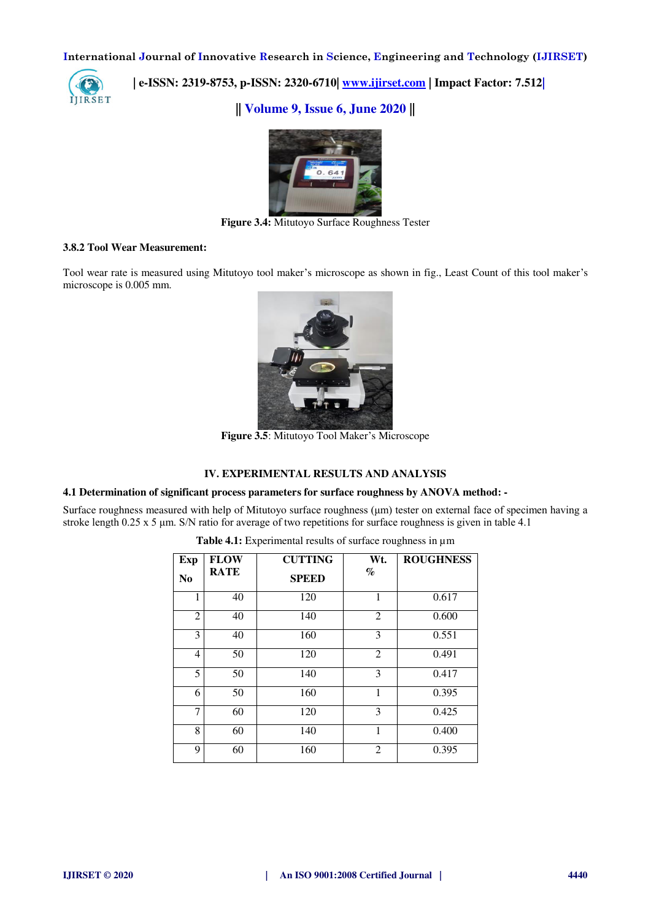Figure 3.4: Mitutoyo Surface Roughness Tester

### 3.8.2 Tool Wear Measurement:

Tool wear rate is measured using Mitutoyo tool maker's microscope as shown in fig., Least Count of this tool maker's microscope is 0.005 mm.

**Figure 3.5**: Mitutoyo Tool Maker's Microscope

## IV. EXPERIMENTAL RESULTS AND ANALYSIS

### 4.1 Determination of significant process parameters for surface roughness by ANOVA method: -

Surface roughness measured with help of Mitutoyo surface roughness (μm) tester on external face of specimen having a stroke length 0.25 x 5 μm. S/N ratio for average of two repetitions for surface roughness is given in table 4.1

**Table 4.1:** Experimental results of surface roughness in μm

| Exp No | FLOW RATE | CUTTING SPEED | Wt. % | ROUGHNESS |
|---|---|---|---|---|
| 1 | 40 | 120 | 1 | 0.617 |
| 2 | 40 | 140 | 2 | 0.600 |
| 3 | 40 | 160 | 3 | 0.551 |
| 4 | 50 | 120 | 2 | 0.491 |
| 5 | 50 | 140 | 3 | 0.417 |
| 6 | 50 | 160 | 1 | 0.395 |
| 7 | 60 | 120 | 3 | 0.425 |
| 8 | 60 | 140 | 1 | 0.400 |
| 9 | 60 | 160 | 2 | 0.395 |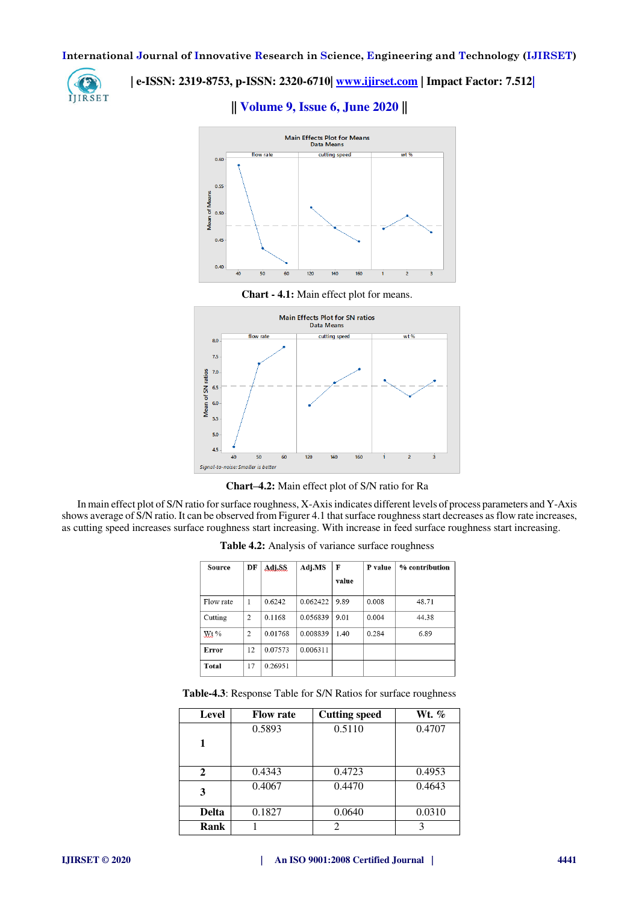**Chart - 4.1:** Main effect plot for means.

**Chart–4.2:** Main effect plot of S/N ratio for Ra

In main effect plot of S/N ratio for surface roughness, X-Axis indicates different levels of process parameters and Y-Axis shows average of S/N ratio. It can be observed from Figurer 4.1 that surface roughness start decreases as flow rate increases, as cutting speed increases surface roughness start increasing. With increase in feed surface roughness start increasing.

**Table 4.2:** Analysis of variance surface roughness

| Source | DF | Adj.SS | Adj.MS | F value | P value | % contribution |
|---|---|---|---|---|---|---|
| Flow rate | 1 | 0.6242 | 0.062422 | 9.89 | 0.008 | 48.71 |
| Cutting | 2 | 0.1168 | 0.056839 | 9.01 | 0.004 | 44.38 |
| Wt % | 2 | 0.01768 | 0.008839 | 1.40 | 0.284 | 6.89 |
| **Error** | 12 | 0.07573 | 0.006311 | | | |
| **Total** | 17 | 0.26951 | | | | |

**Table-4.3**: Response Table for S/N Ratios for surface roughness

| Level | Flow rate | Cutting speed | Wt. % |
|---|---|---|---|
| **1** | 0.5893 | 0.5110 | 0.4707 |
| **2** | 0.4343 | 0.4723 | 0.4953 |
| **3** | 0.4067 | 0.4470 | 0.4643 |
| **Delta** | 0.1827 | 0.0640 | 0.0310 |
| **Rank** | 1 | 2 | 3 |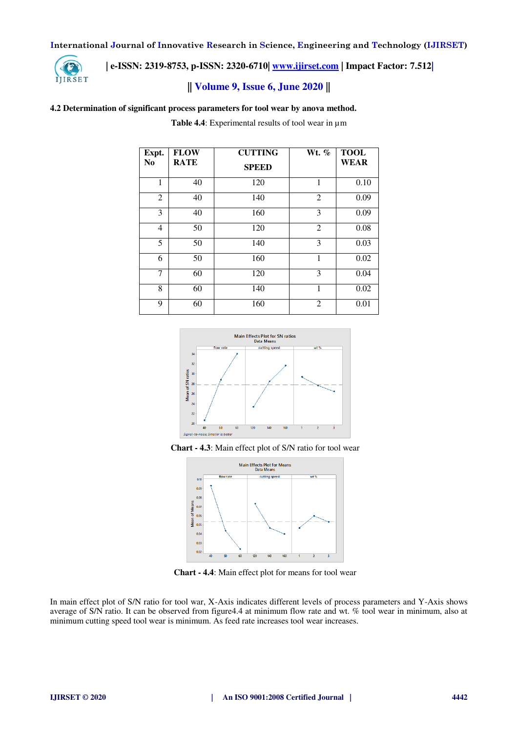### 4.2 Determination of significant process parameters for tool wear by anova method.

**Table 4.4**: Experimental results of tool wear in µm

| Expt. No | FLOW RATE | CUTTING SPEED | Wt. % | TOOL WEAR |
|---|---|---|---|---|
| 1 | 40 | 120 | 1 | 0.10 |
| 2 | 40 | 140 | 2 | 0.09 |
| 3 | 40 | 160 | 3 | 0.09 |
| 4 | 50 | 120 | 2 | 0.08 |
| 5 | 50 | 140 | 3 | 0.03 |
| 6 | 50 | 160 | 1 | 0.02 |
| 7 | 60 | 120 | 3 | 0.04 |
| 8 | 60 | 140 | 1 | 0.02 |
| 9 | 60 | 160 | 2 | 0.01 |

**Chart - 4.3**: Main effect plot of S/N ratio for tool wear

**Chart - 4.4**: Main effect plot for means for tool wear

In main effect plot of S/N ratio for tool war, X-Axis indicates different levels of process parameters and Y-Axis shows average of S/N ratio. It can be observed from figure4.4 at minimum flow rate and wt. % tool wear in minimum, also at minimum cutting speed tool wear is minimum. As feed rate increases tool wear increases.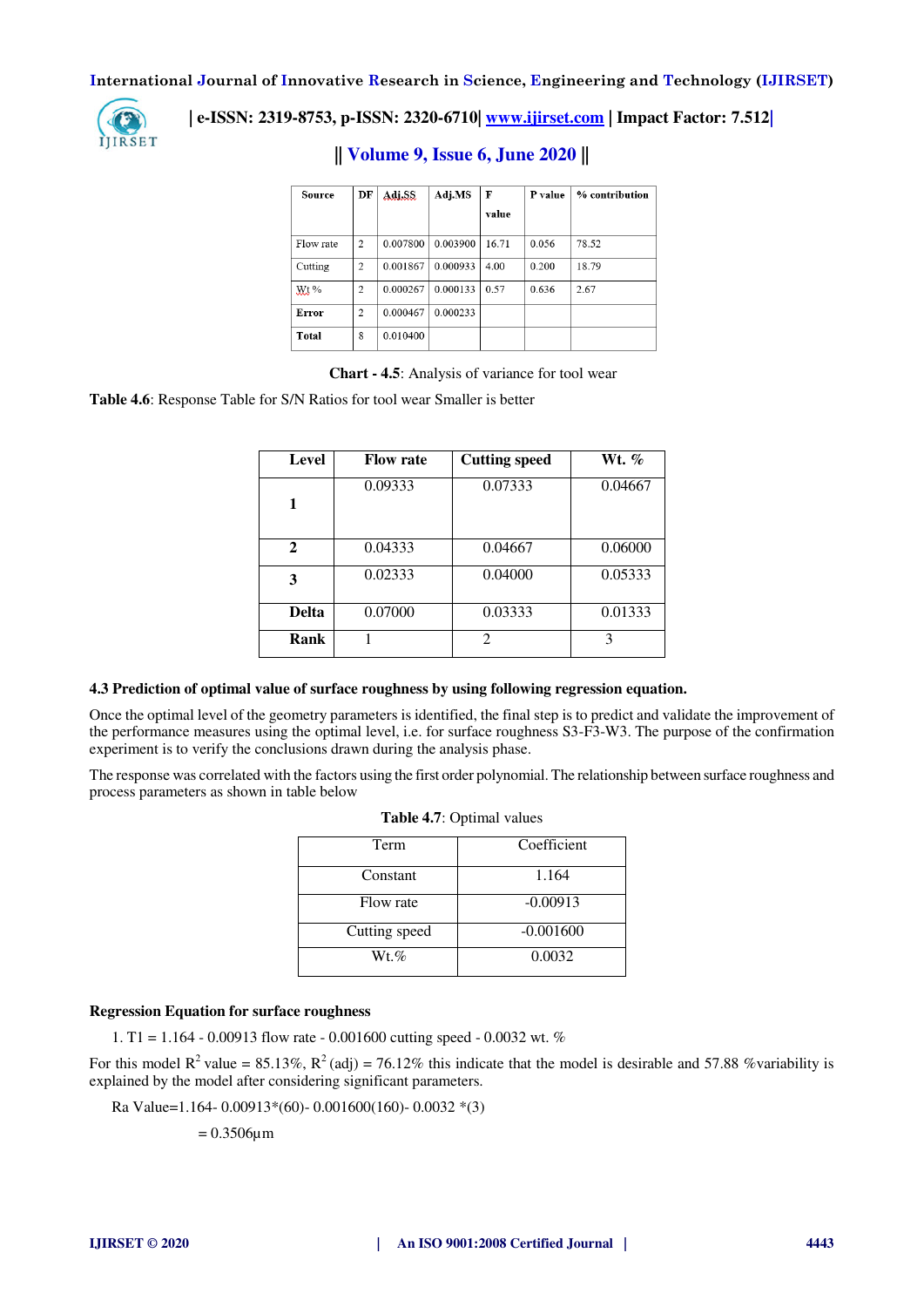| Source | DF | Adj.SS | Adj.MS | F value | P value | % contribution |
|---|---|---|---|---|---|---|
| Flow rate | 2 | 0.007800 | 0.003900 | 16.71 | 0.056 | 78.52 |
| Cutting | 2 | 0.001867 | 0.000933 | 4.00 | 0.200 | 18.79 |
| Wt % | 2 | 0.000267 | 0.000133 | 0.57 | 0.636 | 2.67 |
| **Error** | 2 | 0.000467 | 0.000233 | | | |
| **Total** | 8 | 0.010400 | | | | |

**Chart - 4.5**: Analysis of variance for tool wear

**Table 4.6**: Response Table for S/N Ratios for tool wear Smaller is better

| Level | Flow rate | Cutting speed | Wt. % |
|---|---|---|---|
| **1** | 0.09333 | 0.07333 | 0.04667 |
| **2** | 0.04333 | 0.04667 | 0.06000 |
| **3** | 0.02333 | 0.04000 | 0.05333 |
| **Delta** | 0.07000 | 0.03333 | 0.01333 |
| **Rank** | 1 | 2 | 3 |

### 4.3 Prediction of optimal value of surface roughness by using following regression equation.

Once the optimal level of the geometry parameters is identified, the final step is to predict and validate the improvement of the performance measures using the optimal level, i.e. for surface roughness S3-F3-W3. The purpose of the confirmation experiment is to verify the conclusions drawn during the analysis phase.

The response was correlated with the factors using the first order polynomial. The relationship between surface roughness and process parameters as shown in table below

**Table 4.7**: Optimal values

| Term | Coefficient |
|---|---|
| Constant | 1.164 |
| Flow rate | -0.00913 |
| Cutting speed | -0.001600 |
| Wt.% | 0.0032 |

**Regression Equation for surface roughness**

1. T1 = 1.164 - 0.00913 flow rate - 0.001600 cutting speed - 0.0032 wt. %

For this model $R^2$ value = 85.13%, $R^2$ (adj) = 76.12% this indicate that the model is desirable and 57.88 %variability is explained by the model after considering significant parameters.

Ra Value=1.164- 0.00913*(60)- 0.001600(160)- 0.0032 *(3)

= 0.3506µm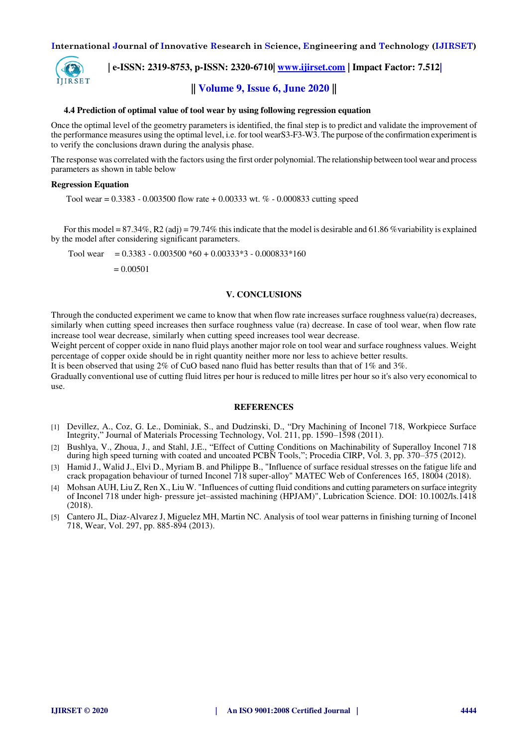### 4.4 Prediction of optimal value of tool wear by using following regression equation

Once the optimal level of the geometry parameters is identified, the final step is to predict and validate the improvement of the performance measures using the optimal level, i.e. for tool wearS3-F3-W3. The purpose of the confirmation experiment is to verify the conclusions drawn during the analysis phase.

The response was correlated with the factors using the first order polynomial. The relationship between tool wear and process parameters as shown in table below

**Regression Equation**

Tool wear = 0.3383 - 0.003500 flow rate + 0.00333 wt. % - 0.000833 cutting speed

For this model = 87.34%, R2 (adj) = 79.74% this indicate that the model is desirable and 61.86 %variability is explained by the model after considering significant parameters.

Tool wear = 0.3383 - 0.003500 *60 + 0.00333*3 - 0.000833*160

= 0.00501

## V. CONCLUSIONS

Through the conducted experiment we came to know that when flow rate increases surface roughness value(ra) decreases, similarly when cutting speed increases then surface roughness value (ra) decrease. In case of tool wear, when flow rate increase tool wear decrease, similarly when cutting speed increases tool wear decrease.

Weight percent of copper oxide in nano fluid plays another major role on tool wear and surface roughness values. Weight percentage of copper oxide should be in right quantity neither more nor less to achieve better results.

It is been observed that using 2% of CuO based nano fluid has better results than that of 1% and 3%.

Gradually conventional use of cutting fluid litres per hour is reduced to mille litres per hour so it's also very economical to use.

## REFERENCES

[1] Devillez, A., Coz, G. Le., Dominiak, S., and Dudzinski, D., "Dry Machining of Inconel 718, Workpiece Surface Integrity," Journal of Materials Processing Technology, Vol. 211, pp. 1590–1598 (2011).

[2] Bushlya, V., Zhoua, J., and Stahl, J.E., "Effect of Cutting Conditions on Machinability of Superalloy Inconel 718 during high speed turning with coated and uncoated PCBN Tools,"; Procedia CIRP, Vol. 3, pp. 370–375 (2012).

[3] Hamid J., Walid J., Elvi D., Myriam B. and Philippe B., "Influence of surface residual stresses on the fatigue life and crack propagation behaviour of turned Inconel 718 super-alloy" MATEC Web of Conferences 165, 18004 (2018).

[4] Mohsan AUH, Liu Z, Ren X., Liu W. "Influences of cutting fluid conditions and cutting parameters on surface integrity of Inconel 718 under high- pressure jet–assisted machining (HPJAM)", Lubrication Science. DOI: 10.1002/ls.1418 (2018).

[5] Cantero JL, Diaz-Alvarez J, Miguelez MH, Martin NC. Analysis of tool wear patterns in finishing turning of Inconel 718, Wear, Vol. 297, pp. 885-894 (2013).